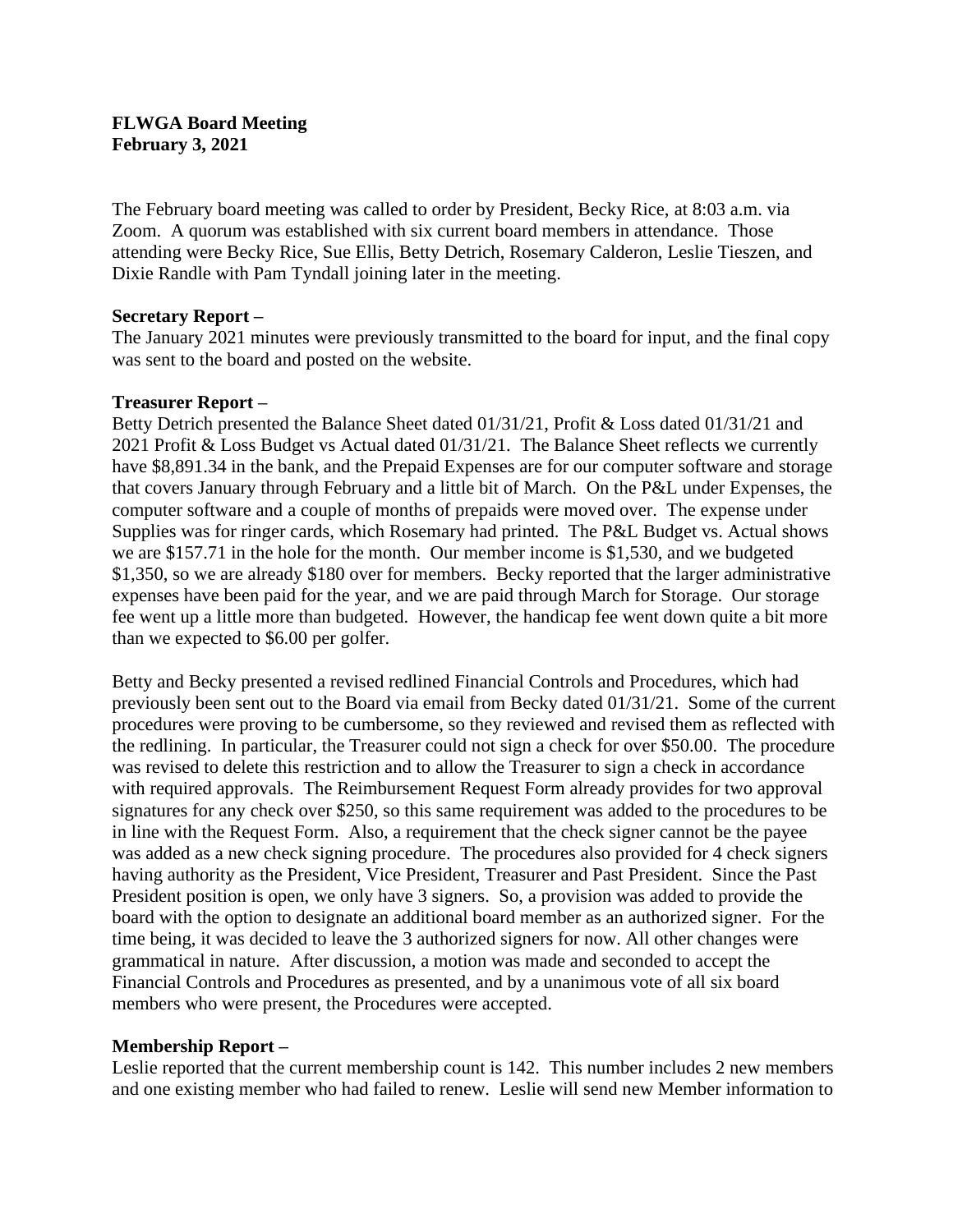**FLWGA Board Meeting**
**February 3, 2021**

The February board meeting was called to order by President, Becky Rice, at 8:03 a.m. via Zoom. A quorum was established with six current board members in attendance. Those attending were Becky Rice, Sue Ellis, Betty Detrich, Rosemary Calderon, Leslie Tieszen, and Dixie Randle with Pam Tyndall joining later in the meeting.

**Secretary Report –**
The January 2021 minutes were previously transmitted to the board for input, and the final copy was sent to the board and posted on the website.

**Treasurer Report –**
Betty Detrich presented the Balance Sheet dated 01/31/21, Profit & Loss dated 01/31/21 and 2021 Profit & Loss Budget vs Actual dated 01/31/21. The Balance Sheet reflects we currently have $8,891.34 in the bank, and the Prepaid Expenses are for our computer software and storage that covers January through February and a little bit of March. On the P&L under Expenses, the computer software and a couple of months of prepaids were moved over. The expense under Supplies was for ringer cards, which Rosemary had printed. The P&L Budget vs. Actual shows we are $157.71 in the hole for the month. Our member income is $1,530, and we budgeted $1,350, so we are already $180 over for members. Becky reported that the larger administrative expenses have been paid for the year, and we are paid through March for Storage. Our storage fee went up a little more than budgeted. However, the handicap fee went down quite a bit more than we expected to $6.00 per golfer.

Betty and Becky presented a revised redlined Financial Controls and Procedures, which had previously been sent out to the Board via email from Becky dated 01/31/21. Some of the current procedures were proving to be cumbersome, so they reviewed and revised them as reflected with the redlining. In particular, the Treasurer could not sign a check for over $50.00. The procedure was revised to delete this restriction and to allow the Treasurer to sign a check in accordance with required approvals. The Reimbursement Request Form already provides for two approval signatures for any check over $250, so this same requirement was added to the procedures to be in line with the Request Form. Also, a requirement that the check signer cannot be the payee was added as a new check signing procedure. The procedures also provided for 4 check signers having authority as the President, Vice President, Treasurer and Past President. Since the Past President position is open, we only have 3 signers. So, a provision was added to provide the board with the option to designate an additional board member as an authorized signer. For the time being, it was decided to leave the 3 authorized signers for now. All other changes were grammatical in nature. After discussion, a motion was made and seconded to accept the Financial Controls and Procedures as presented, and by a unanimous vote of all six board members who were present, the Procedures were accepted.

**Membership Report –**
Leslie reported that the current membership count is 142. This number includes 2 new members and one existing member who had failed to renew. Leslie will send new Member information to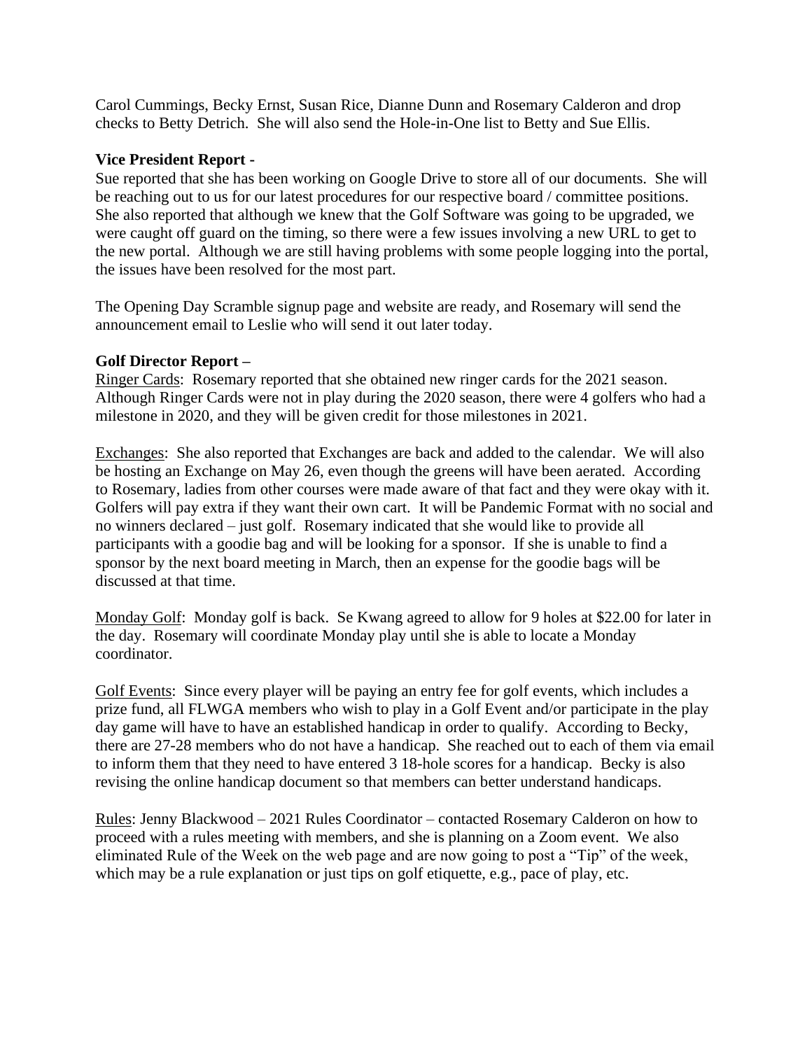Carol Cummings, Becky Ernst, Susan Rice, Dianne Dunn and Rosemary Calderon and drop checks to Betty Detrich. She will also send the Hole-in-One list to Betty and Sue Ellis.

**Vice President Report -**

Sue reported that she has been working on Google Drive to store all of our documents. She will be reaching out to us for our latest procedures for our respective board / committee positions. She also reported that although we knew that the Golf Software was going to be upgraded, we were caught off guard on the timing, so there were a few issues involving a new URL to get to the new portal. Although we are still having problems with some people logging into the portal, the issues have been resolved for the most part.

The Opening Day Scramble signup page and website are ready, and Rosemary will send the announcement email to Leslie who will send it out later today.

**Golf Director Report –**

Ringer Cards: Rosemary reported that she obtained new ringer cards for the 2021 season. Although Ringer Cards were not in play during the 2020 season, there were 4 golfers who had a milestone in 2020, and they will be given credit for those milestones in 2021.

Exchanges: She also reported that Exchanges are back and added to the calendar. We will also be hosting an Exchange on May 26, even though the greens will have been aerated. According to Rosemary, ladies from other courses were made aware of that fact and they were okay with it. Golfers will pay extra if they want their own cart. It will be Pandemic Format with no social and no winners declared – just golf. Rosemary indicated that she would like to provide all participants with a goodie bag and will be looking for a sponsor. If she is unable to find a sponsor by the next board meeting in March, then an expense for the goodie bags will be discussed at that time.

Monday Golf: Monday golf is back. Se Kwang agreed to allow for 9 holes at $22.00 for later in the day. Rosemary will coordinate Monday play until she is able to locate a Monday coordinator.

Golf Events: Since every player will be paying an entry fee for golf events, which includes a prize fund, all FLWGA members who wish to play in a Golf Event and/or participate in the play day game will have to have an established handicap in order to qualify. According to Becky, there are 27-28 members who do not have a handicap. She reached out to each of them via email to inform them that they need to have entered 3 18-hole scores for a handicap. Becky is also revising the online handicap document so that members can better understand handicaps.

Rules: Jenny Blackwood – 2021 Rules Coordinator – contacted Rosemary Calderon on how to proceed with a rules meeting with members, and she is planning on a Zoom event. We also eliminated Rule of the Week on the web page and are now going to post a "Tip" of the week, which may be a rule explanation or just tips on golf etiquette, e.g., pace of play, etc.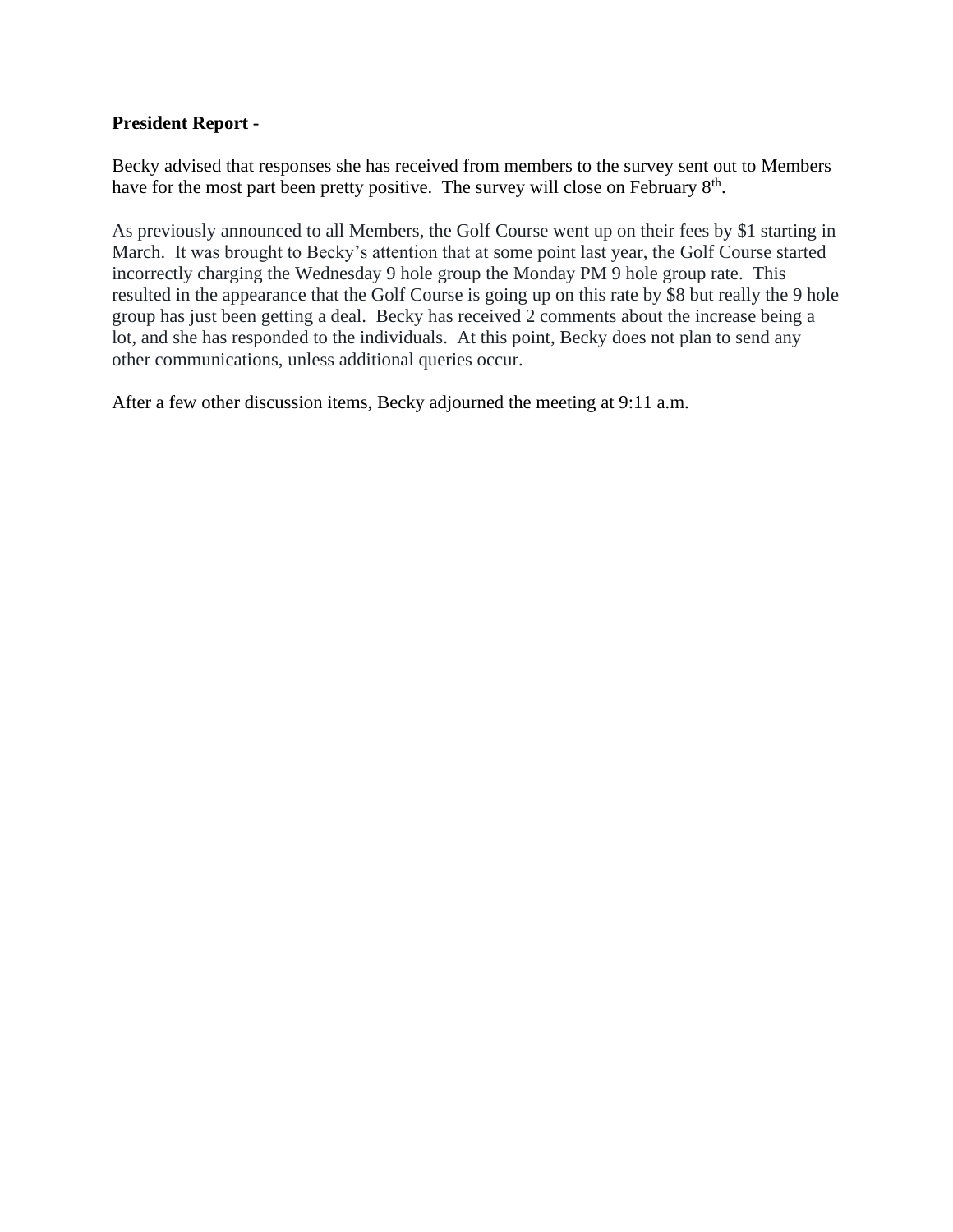**President Report -**

Becky advised that responses she has received from members to the survey sent out to Members have for the most part been pretty positive. The survey will close on February 8th.

As previously announced to all Members, the Golf Course went up on their fees by $1 starting in March. It was brought to Becky's attention that at some point last year, the Golf Course started incorrectly charging the Wednesday 9 hole group the Monday PM 9 hole group rate. This resulted in the appearance that the Golf Course is going up on this rate by $8 but really the 9 hole group has just been getting a deal. Becky has received 2 comments about the increase being a lot, and she has responded to the individuals. At this point, Becky does not plan to send any other communications, unless additional queries occur.

After a few other discussion items, Becky adjourned the meeting at 9:11 a.m.